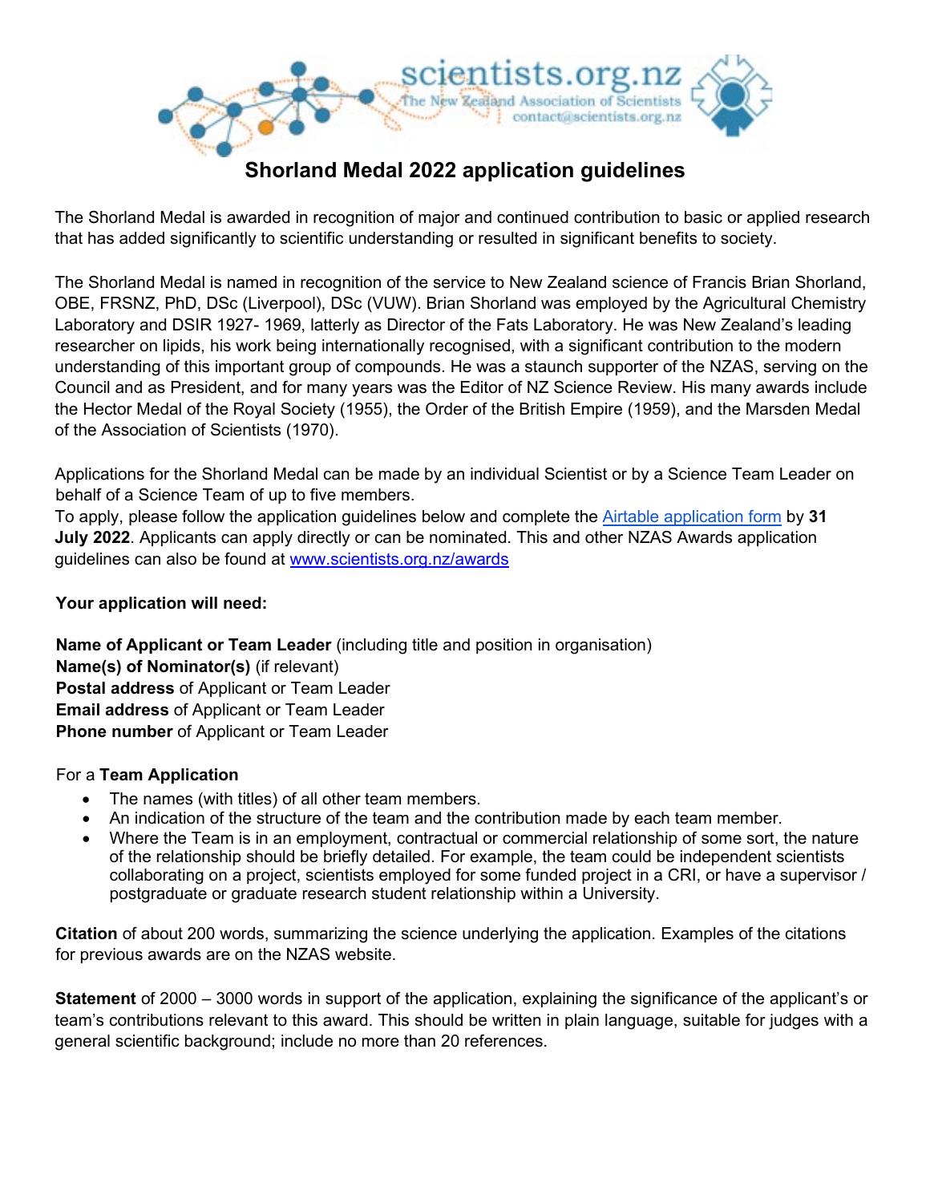scientists.org.nz
The New Zealand Association of Scientists
contact@scientists.org.nz

# Shorland Medal 2022 application guidelines

The Shorland Medal is awarded in recognition of major and continued contribution to basic or applied research that has added significantly to scientific understanding or resulted in significant benefits to society.

The Shorland Medal is named in recognition of the service to New Zealand science of Francis Brian Shorland, OBE, FRSNZ, PhD, DSc (Liverpool), DSc (VUW). Brian Shorland was employed by the Agricultural Chemistry Laboratory and DSIR 1927- 1969, latterly as Director of the Fats Laboratory. He was New Zealand's leading researcher on lipids, his work being internationally recognised, with a significant contribution to the modern understanding of this important group of compounds. He was a staunch supporter of the NZAS, serving on the Council and as President, and for many years was the Editor of NZ Science Review. His many awards include the Hector Medal of the Royal Society (1955), the Order of the British Empire (1959), and the Marsden Medal of the Association of Scientists (1970).

Applications for the Shorland Medal can be made by an individual Scientist or by a Science Team Leader on behalf of a Science Team of up to five members.
To apply, please follow the application guidelines below and complete the [Airtable application form]() by **31 July 2022**. Applicants can apply directly or can be nominated. This and other NZAS Awards application guidelines can also be found at [www.scientists.org.nz/awards](www.scientists.org.nz/awards)

**Your application will need:**

**Name of Applicant or Team Leader** (including title and position in organisation)
**Name(s) of Nominator(s)** (if relevant)
**Postal address** of Applicant or Team Leader
**Email address** of Applicant or Team Leader
**Phone number** of Applicant or Team Leader

For a **Team Application**

- The names (with titles) of all other team members.
- An indication of the structure of the team and the contribution made by each team member.
- Where the Team is in an employment, contractual or commercial relationship of some sort, the nature of the relationship should be briefly detailed. For example, the team could be independent scientists collaborating on a project, scientists employed for some funded project in a CRI, or have a supervisor / postgraduate or graduate research student relationship within a University.

**Citation** of about 200 words, summarizing the science underlying the application. Examples of the citations for previous awards are on the NZAS website.

**Statement** of 2000 – 3000 words in support of the application, explaining the significance of the applicant's or team's contributions relevant to this award. This should be written in plain language, suitable for judges with a general scientific background; include no more than 20 references.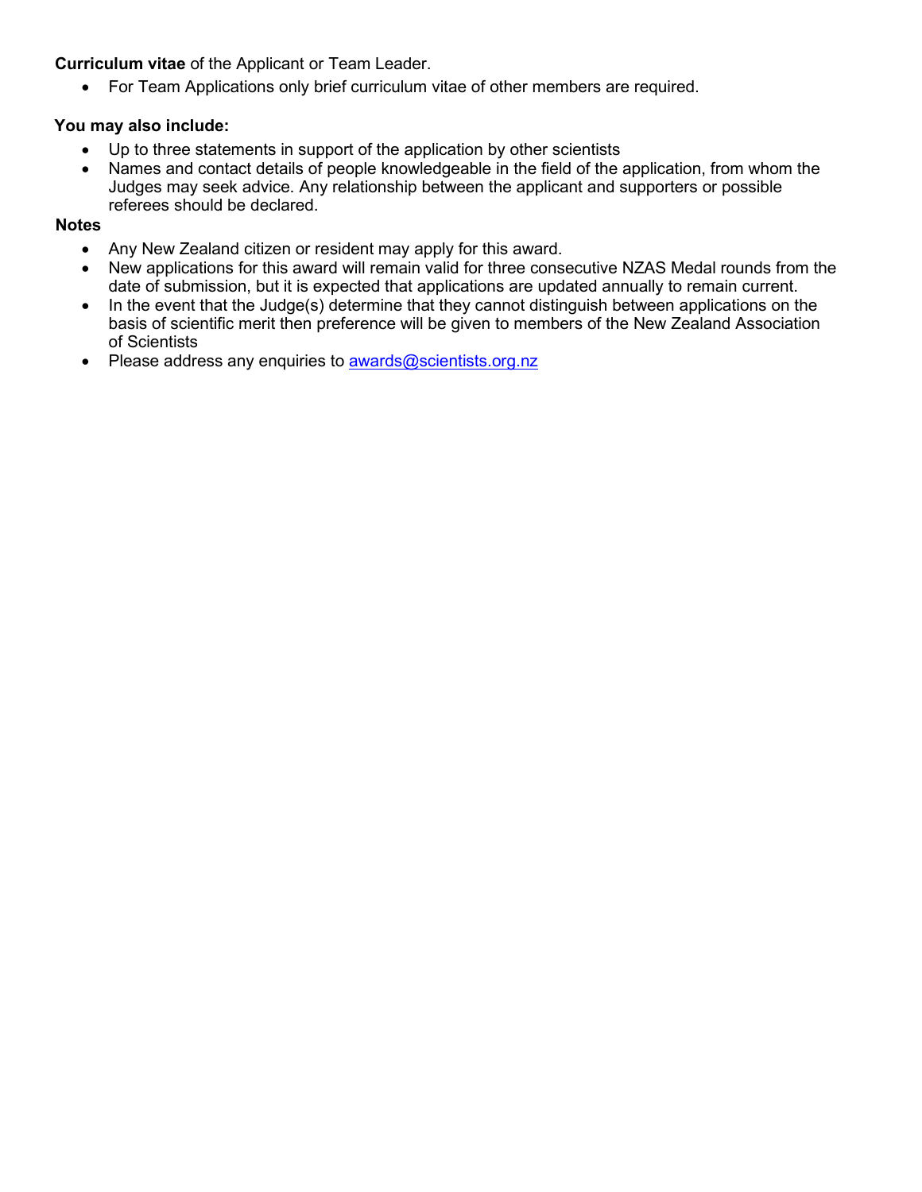**Curriculum vitae** of the Applicant or Team Leader.

- For Team Applications only brief curriculum vitae of other members are required.

**You may also include:**

- Up to three statements in support of the application by other scientists
- Names and contact details of people knowledgeable in the field of the application, from whom the Judges may seek advice. Any relationship between the applicant and supporters or possible referees should be declared.

**Notes**

- Any New Zealand citizen or resident may apply for this award.
- New applications for this award will remain valid for three consecutive NZAS Medal rounds from the date of submission, but it is expected that applications are updated annually to remain current.
- In the event that the Judge(s) determine that they cannot distinguish between applications on the basis of scientific merit then preference will be given to members of the New Zealand Association of Scientists
- Please address any enquiries to awards@scientists.org.nz